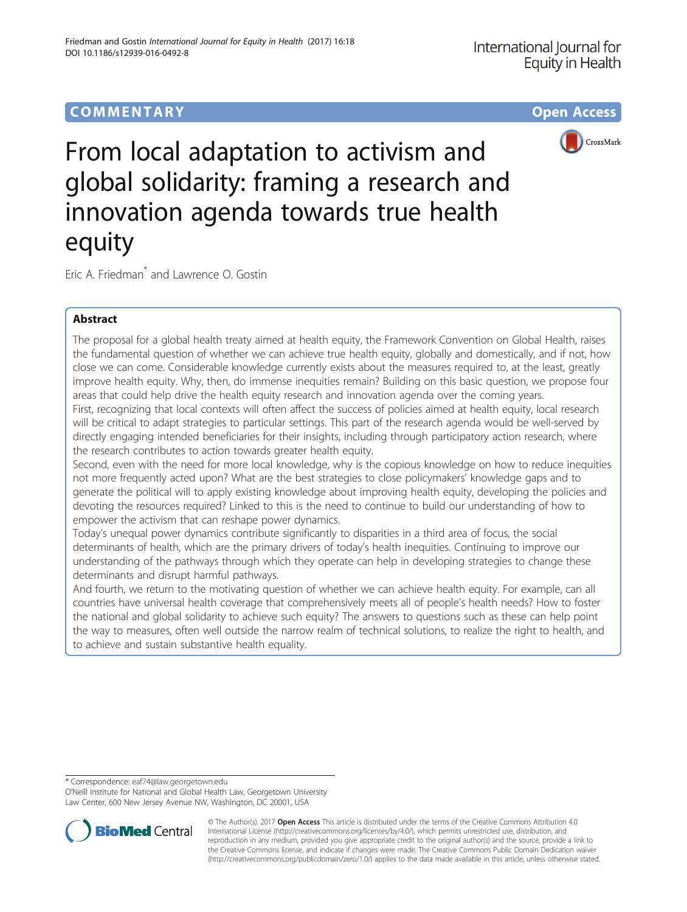COMMENTARY

Open Access

# From local adaptation to activism and global solidarity: framing a research and innovation agenda towards true health equity

Eric A. Friedman* and Lawrence O. Gostin

## Abstract

The proposal for a global health treaty aimed at health equity, the Framework Convention on Global Health, raises the fundamental question of whether we can achieve true health equity, globally and domestically, and if not, how close we can come. Considerable knowledge currently exists about the measures required to, at the least, greatly improve health equity. Why, then, do immense inequities remain? Building on this basic question, we propose four areas that could help drive the health equity research and innovation agenda over the coming years.

First, recognizing that local contexts will often affect the success of policies aimed at health equity, local research will be critical to adapt strategies to particular settings. This part of the research agenda would be well-served by directly engaging intended beneficiaries for their insights, including through participatory action research, where the research contributes to action towards greater health equity.

Second, even with the need for more local knowledge, why is the copious knowledge on how to reduce inequities not more frequently acted upon? What are the best strategies to close policymakers' knowledge gaps and to generate the political will to apply existing knowledge about improving health equity, developing the policies and devoting the resources required? Linked to this is the need to continue to build our understanding of how to empower the activism that can reshape power dynamics.

Today's unequal power dynamics contribute significantly to disparities in a third area of focus, the social determinants of health, which are the primary drivers of today's health inequities. Continuing to improve our understanding of the pathways through which they operate can help in developing strategies to change these determinants and disrupt harmful pathways.

And fourth, we return to the motivating question of whether we can achieve health equity. For example, can all countries have universal health coverage that comprehensively meets all of people's health needs? How to foster the national and global solidarity to achieve such equity? The answers to questions such as these can help point the way to measures, often well outside the narrow realm of technical solutions, to realize the right to health, and to achieve and sustain substantive health equality.

* Correspondence: eaf74@law.georgetown.edu
O'Neill Institute for National and Global Health Law, Georgetown University Law Center, 600 New Jersey Avenue NW, Washington, DC 20001, USA

© The Author(s). 2017 **Open Access** This article is distributed under the terms of the Creative Commons Attribution 4.0 International License (http://creativecommons.org/licenses/by/4.0/), which permits unrestricted use, distribution, and reproduction in any medium, provided you give appropriate credit to the original author(s) and the source, provide a link to the Creative Commons license, and indicate if changes were made. The Creative Commons Public Domain Dedication waiver (http://creativecommons.org/publicdomain/zero/1.0/) applies to the data made available in this article, unless otherwise stated.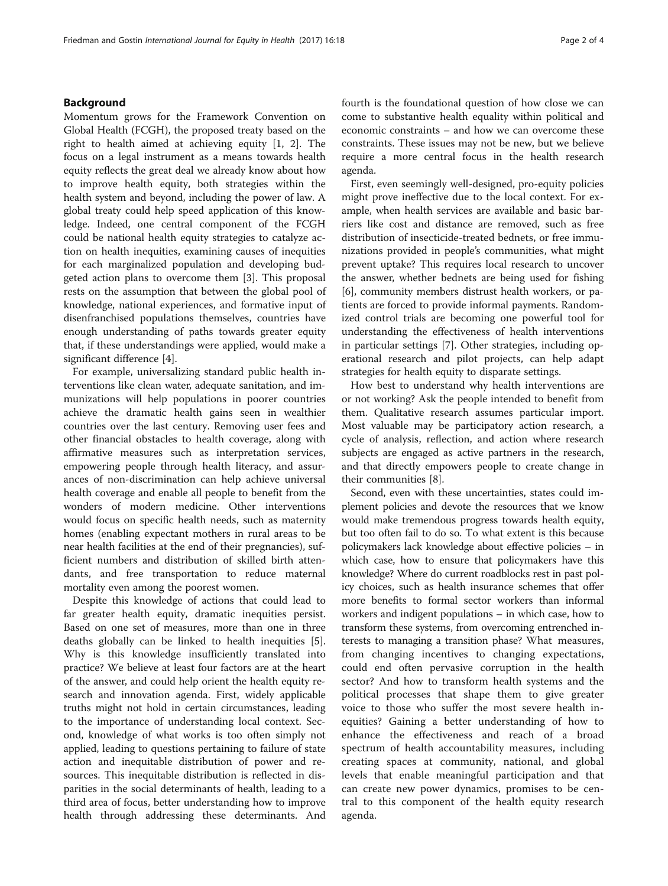## Background

Momentum grows for the Framework Convention on Global Health (FCGH), the proposed treaty based on the right to health aimed at achieving equity [1, 2]. The focus on a legal instrument as a means towards health equity reflects the great deal we already know about how to improve health equity, both strategies within the health system and beyond, including the power of law. A global treaty could help speed application of this knowledge. Indeed, one central component of the FCGH could be national health equity strategies to catalyze action on health inequities, examining causes of inequities for each marginalized population and developing budgeted action plans to overcome them [3]. This proposal rests on the assumption that between the global pool of knowledge, national experiences, and formative input of disenfranchised populations themselves, countries have enough understanding of paths towards greater equity that, if these understandings were applied, would make a significant difference [4].

For example, universalizing standard public health interventions like clean water, adequate sanitation, and immunizations will help populations in poorer countries achieve the dramatic health gains seen in wealthier countries over the last century. Removing user fees and other financial obstacles to health coverage, along with affirmative measures such as interpretation services, empowering people through health literacy, and assurances of non-discrimination can help achieve universal health coverage and enable all people to benefit from the wonders of modern medicine. Other interventions would focus on specific health needs, such as maternity homes (enabling expectant mothers in rural areas to be near health facilities at the end of their pregnancies), sufficient numbers and distribution of skilled birth attendants, and free transportation to reduce maternal mortality even among the poorest women.

Despite this knowledge of actions that could lead to far greater health equity, dramatic inequities persist. Based on one set of measures, more than one in three deaths globally can be linked to health inequities [5]. Why is this knowledge insufficiently translated into practice? We believe at least four factors are at the heart of the answer, and could help orient the health equity research and innovation agenda. First, widely applicable truths might not hold in certain circumstances, leading to the importance of understanding local context. Second, knowledge of what works is too often simply not applied, leading to questions pertaining to failure of state action and inequitable distribution of power and resources. This inequitable distribution is reflected in disparities in the social determinants of health, leading to a third area of focus, better understanding how to improve health through addressing these determinants. And fourth is the foundational question of how close we can come to substantive health equality within political and economic constraints – and how we can overcome these constraints. These issues may not be new, but we believe require a more central focus in the health research agenda.

First, even seemingly well-designed, pro-equity policies might prove ineffective due to the local context. For example, when health services are available and basic barriers like cost and distance are removed, such as free distribution of insecticide-treated bednets, or free immunizations provided in people's communities, what might prevent uptake? This requires local research to uncover the answer, whether bednets are being used for fishing [6], community members distrust health workers, or patients are forced to provide informal payments. Randomized control trials are becoming one powerful tool for understanding the effectiveness of health interventions in particular settings [7]. Other strategies, including operational research and pilot projects, can help adapt strategies for health equity to disparate settings.

How best to understand why health interventions are or not working? Ask the people intended to benefit from them. Qualitative research assumes particular import. Most valuable may be participatory action research, a cycle of analysis, reflection, and action where research subjects are engaged as active partners in the research, and that directly empowers people to create change in their communities [8].

Second, even with these uncertainties, states could implement policies and devote the resources that we know would make tremendous progress towards health equity, but too often fail to do so. To what extent is this because policymakers lack knowledge about effective policies – in which case, how to ensure that policymakers have this knowledge? Where do current roadblocks rest in past policy choices, such as health insurance schemes that offer more benefits to formal sector workers than informal workers and indigent populations – in which case, how to transform these systems, from overcoming entrenched interests to managing a transition phase? What measures, from changing incentives to changing expectations, could end often pervasive corruption in the health sector? And how to transform health systems and the political processes that shape them to give greater voice to those who suffer the most severe health inequities? Gaining a better understanding of how to enhance the effectiveness and reach of a broad spectrum of health accountability measures, including creating spaces at community, national, and global levels that enable meaningful participation and that can create new power dynamics, promises to be central to this component of the health equity research agenda.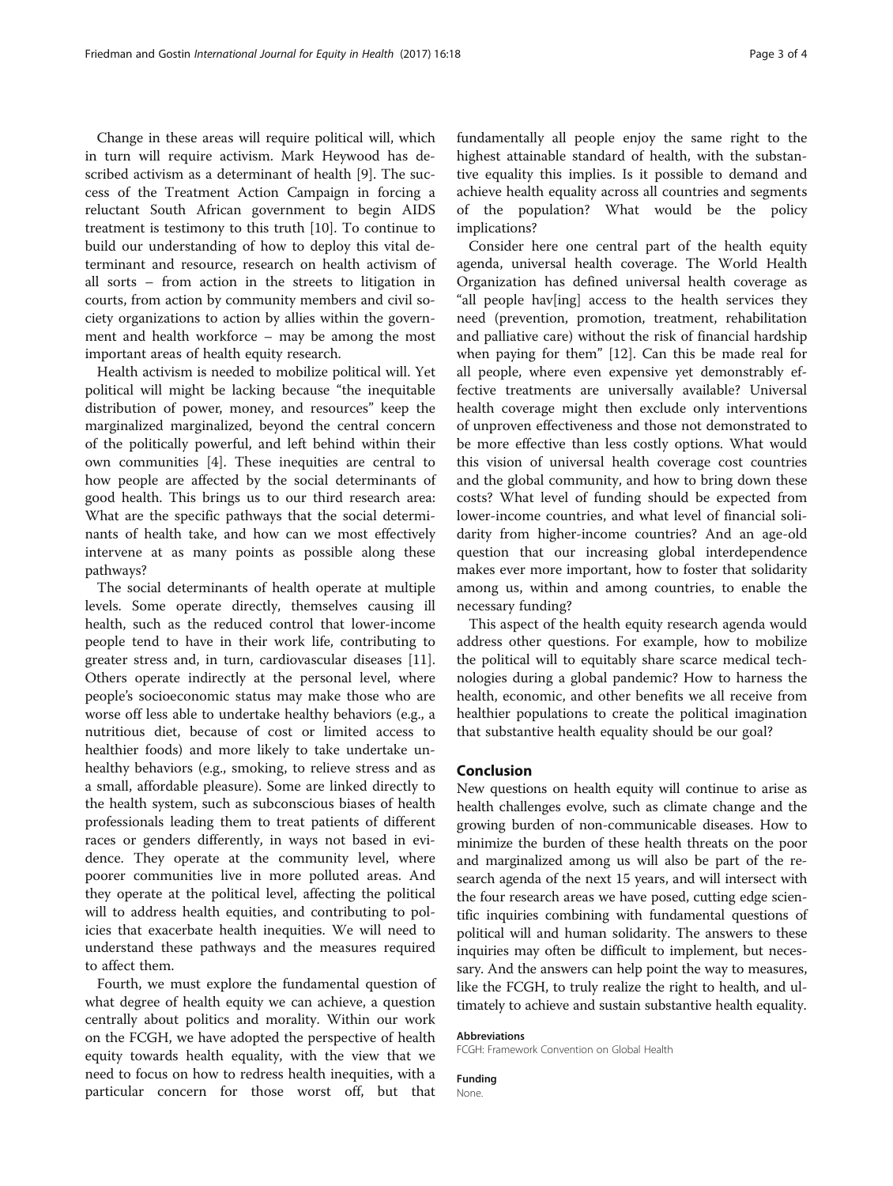Change in these areas will require political will, which in turn will require activism. Mark Heywood has described activism as a determinant of health [9]. The success of the Treatment Action Campaign in forcing a reluctant South African government to begin AIDS treatment is testimony to this truth [10]. To continue to build our understanding of how to deploy this vital determinant and resource, research on health activism of all sorts – from action in the streets to litigation in courts, from action by community members and civil society organizations to action by allies within the government and health workforce – may be among the most important areas of health equity research.

Health activism is needed to mobilize political will. Yet political will might be lacking because "the inequitable distribution of power, money, and resources" keep the marginalized marginalized, beyond the central concern of the politically powerful, and left behind within their own communities [4]. These inequities are central to how people are affected by the social determinants of good health. This brings us to our third research area: What are the specific pathways that the social determinants of health take, and how can we most effectively intervene at as many points as possible along these pathways?

The social determinants of health operate at multiple levels. Some operate directly, themselves causing ill health, such as the reduced control that lower-income people tend to have in their work life, contributing to greater stress and, in turn, cardiovascular diseases [11]. Others operate indirectly at the personal level, where people's socioeconomic status may make those who are worse off less able to undertake healthy behaviors (e.g., a nutritious diet, because of cost or limited access to healthier foods) and more likely to take undertake unhealthy behaviors (e.g., smoking, to relieve stress and as a small, affordable pleasure). Some are linked directly to the health system, such as subconscious biases of health professionals leading them to treat patients of different races or genders differently, in ways not based in evidence. They operate at the community level, where poorer communities live in more polluted areas. And they operate at the political level, affecting the political will to address health equities, and contributing to policies that exacerbate health inequities. We will need to understand these pathways and the measures required to affect them.

Fourth, we must explore the fundamental question of what degree of health equity we can achieve, a question centrally about politics and morality. Within our work on the FCGH, we have adopted the perspective of health equity towards health equality, with the view that we need to focus on how to redress health inequities, with a particular concern for those worst off, but that fundamentally all people enjoy the same right to the highest attainable standard of health, with the substantive equality this implies. Is it possible to demand and achieve health equality across all countries and segments of the population? What would be the policy implications?

Consider here one central part of the health equity agenda, universal health coverage. The World Health Organization has defined universal health coverage as "all people hav[ing] access to the health services they need (prevention, promotion, treatment, rehabilitation and palliative care) without the risk of financial hardship when paying for them" [12]. Can this be made real for all people, where even expensive yet demonstrably effective treatments are universally available? Universal health coverage might then exclude only interventions of unproven effectiveness and those not demonstrated to be more effective than less costly options. What would this vision of universal health coverage cost countries and the global community, and how to bring down these costs? What level of funding should be expected from lower-income countries, and what level of financial solidarity from higher-income countries? And an age-old question that our increasing global interdependence makes ever more important, how to foster that solidarity among us, within and among countries, to enable the necessary funding?

This aspect of the health equity research agenda would address other questions. For example, how to mobilize the political will to equitably share scarce medical technologies during a global pandemic? How to harness the health, economic, and other benefits we all receive from healthier populations to create the political imagination that substantive health equality should be our goal?

## Conclusion

New questions on health equity will continue to arise as health challenges evolve, such as climate change and the growing burden of non-communicable diseases. How to minimize the burden of these health threats on the poor and marginalized among us will also be part of the research agenda of the next 15 years, and will intersect with the four research areas we have posed, cutting edge scientific inquiries combining with fundamental questions of political will and human solidarity. The answers to these inquiries may often be difficult to implement, but necessary. And the answers can help point the way to measures, like the FCGH, to truly realize the right to health, and ultimately to achieve and sustain substantive health equality.

#### Abbreviations

FCGH: Framework Convention on Global Health

#### Funding

None.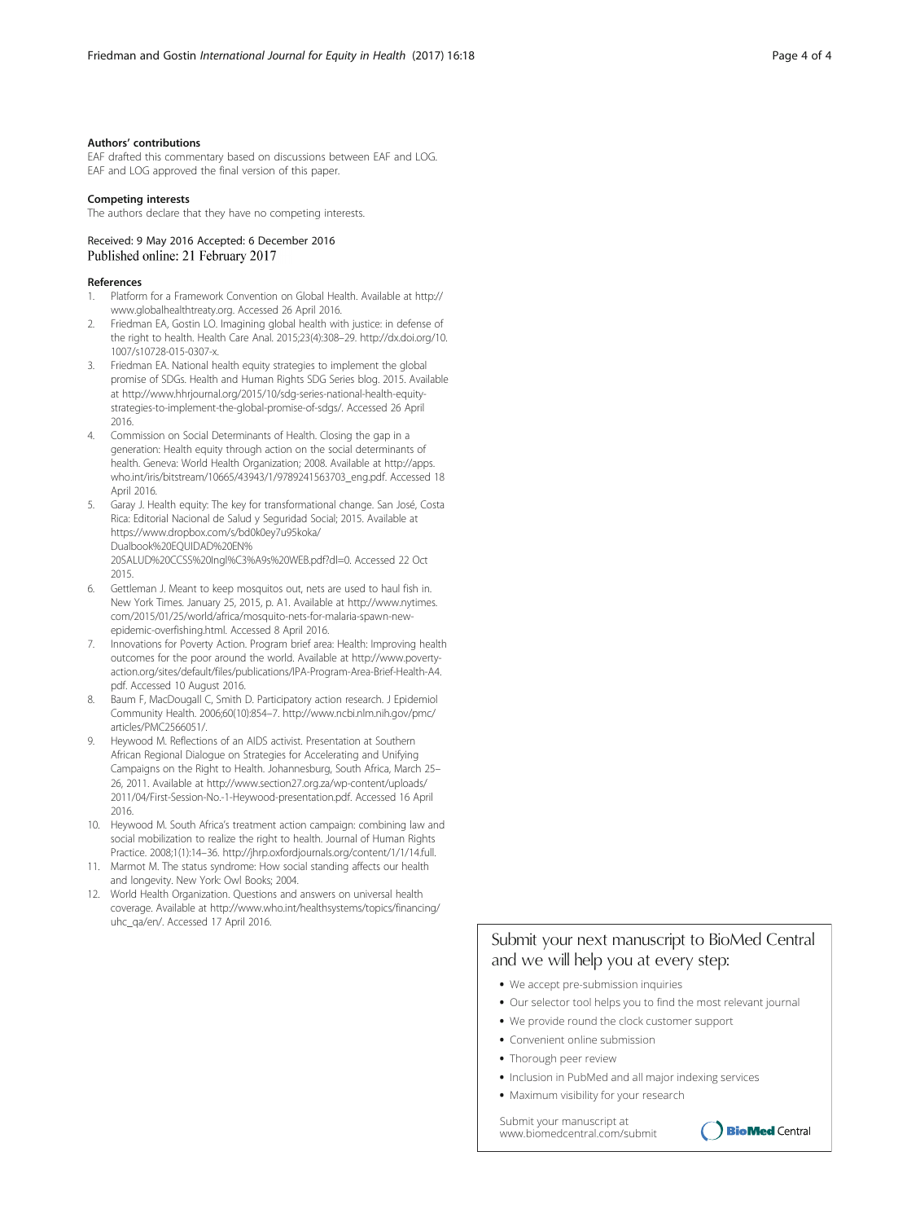#### Authors' contributions

EAF drafted this commentary based on discussions between EAF and LOG. EAF and LOG approved the final version of this paper.

#### Competing interests

The authors declare that they have no competing interests.

Received: 9 May 2016 Accepted: 6 December 2016
Published online: 21 February 2017

#### References

1. Platform for a Framework Convention on Global Health. Available at http://www.globalhealthtreaty.org. Accessed 26 April 2016.
2. Friedman EA, Gostin LO. Imagining global health with justice: in defense of the right to health. Health Care Anal. 2015;23(4):308–29. http://dx.doi.org/10.1007/s10728-015-0307-x.
3. Friedman EA. National health equity strategies to implement the global promise of SDGs. Health and Human Rights SDG Series blog. 2015. Available at http://www.hhrjournal.org/2015/10/sdg-series-national-health-equity-strategies-to-implement-the-global-promise-of-sdgs/. Accessed 26 April 2016.
4. Commission on Social Determinants of Health. Closing the gap in a generation: Health equity through action on the social determinants of health. Geneva: World Health Organization; 2008. Available at http://apps.who.int/iris/bitstream/10665/43943/1/9789241563703_eng.pdf. Accessed 18 April 2016.
5. Garay J. Health equity: The key for transformational change. San José, Costa Rica: Editorial Nacional de Salud y Seguridad Social; 2015. Available at https://www.dropbox.com/s/bd0k0ey7u95koka/Dualbook%20EQUIDAD%20EN%20SALUD%20CCSS%20Ingl%C3%A9s%20WEB.pdf?dl=0. Accessed 22 Oct 2015.
6. Gettleman J. Meant to keep mosquitos out, nets are used to haul fish in. New York Times. January 25, 2015, p. A1. Available at http://www.nytimes.com/2015/01/25/world/africa/mosquito-nets-for-malaria-spawn-new-epidemic-overfishing.html. Accessed 8 April 2016.
7. Innovations for Poverty Action. Program brief area: Health: Improving health outcomes for the poor around the world. Available at http://www.poverty-action.org/sites/default/files/publications/IPA-Program-Area-Brief-Health-A4.pdf. Accessed 10 August 2016.
8. Baum F, MacDougall C, Smith D. Participatory action research. J Epidemiol Community Health. 2006;60(10):854–7. http://www.ncbi.nlm.nih.gov/pmc/articles/PMC2566051/.
9. Heywood M. Reflections of an AIDS activist. Presentation at Southern African Regional Dialogue on Strategies for Accelerating and Unifying Campaigns on the Right to Health. Johannesburg, South Africa, March 25–26, 2011. Available at http://www.section27.org.za/wp-content/uploads/2011/04/First-Session-No.-1-Heywood-presentation.pdf. Accessed 16 April 2016.
10. Heywood M. South Africa's treatment action campaign: combining law and social mobilization to realize the right to health. Journal of Human Rights Practice. 2008;1(1):14–36. http://jhrp.oxfordjournals.org/content/1/1/14.full.
11. Marmot M. The status syndrome: How social standing affects our health and longevity. New York: Owl Books; 2004.
12. World Health Organization. Questions and answers on universal health coverage. Available at http://www.who.int/healthsystems/topics/financing/uhc_qa/en/. Accessed 17 April 2016.

Submit your next manuscript to BioMed Central and we will help you at every step:

- We accept pre-submission inquiries
- Our selector tool helps you to find the most relevant journal
- We provide round the clock customer support
- Convenient online submission
- Thorough peer review
- Inclusion in PubMed and all major indexing services
- Maximum visibility for your research

Submit your manuscript at
www.biomedcentral.com/submit

BioMed Central